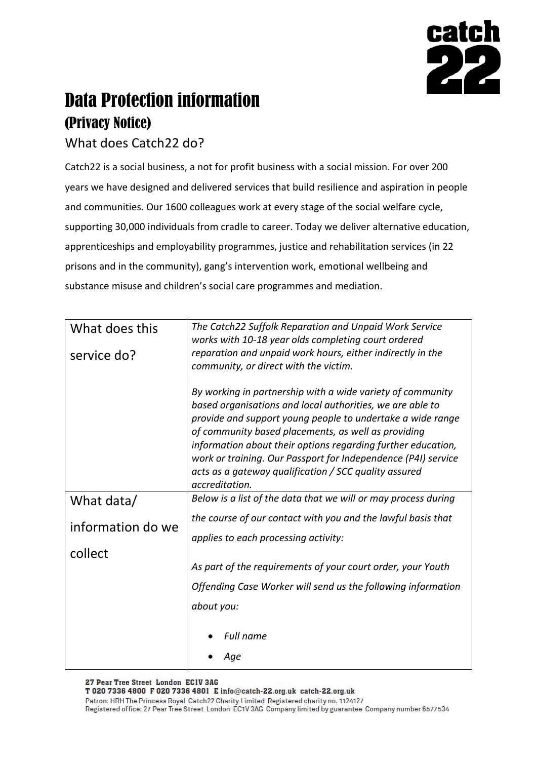# Data Protection information

## (Privacy Notice)

### What does Catch22 do?

Catch22 is a social business, a not for profit business with a social mission. For over 200 years we have designed and delivered services that build resilience and aspiration in people and communities. Our 1600 colleagues work at every stage of the social welfare cycle, supporting 30,000 individuals from cradle to career. Today we deliver alternative education, apprenticeships and employability programmes, justice and rehabilitation services (in 22 prisons and in the community), gang's intervention work, emotional wellbeing and substance misuse and children's social care programmes and mediation.

| What does this service do? | *The Catch22 Suffolk Reparation and Unpaid Work Service works with 10-18 year olds completing court ordered reparation and unpaid work hours, either indirectly in the community, or direct with the victim.*<br><br>*By working in partnership with a wide variety of community based organisations and local authorities, we are able to provide and support young people to undertake a wide range of community based placements, as well as providing information about their options regarding further education, work or training. Our Passport for Independence (P4I) service acts as a gateway qualification / SCC quality assured accreditation.* |
|---|---|
| What data/ information do we collect | *Below is a list of the data that we will or may process during the course of our contact with you and the lawful basis that applies to each processing activity:*<br><br>*As part of the requirements of your court order, your Youth Offending Case Worker will send us the following information about you:*<br><br>• *Full name*<br>• *Age* |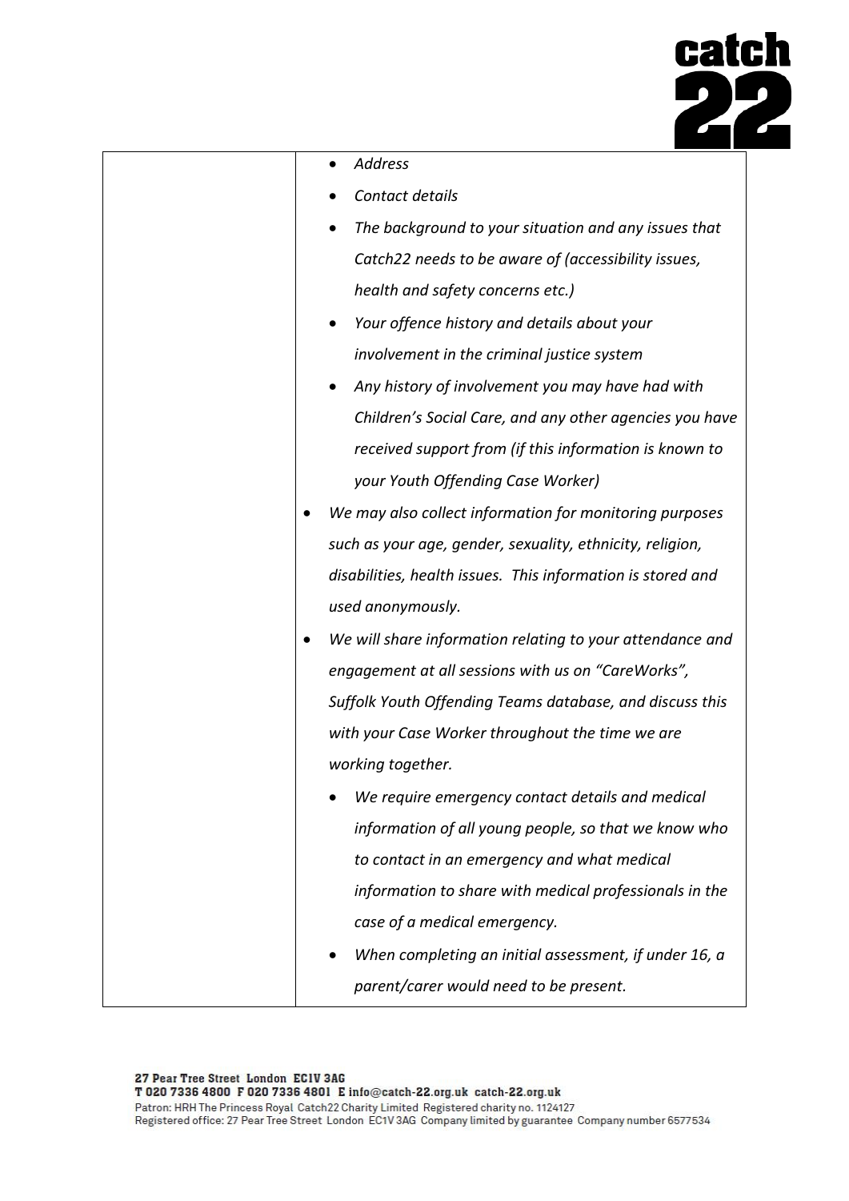| | |
|---|---|
| | - *Address*<br>- *Contact details*<br>- *The background to your situation and any issues that Catch22 needs to be aware of (accessibility issues, health and safety concerns etc.)*<br>- *Your offence history and details about your involvement in the criminal justice system*<br>- *Any history of involvement you may have had with Children's Social Care, and any other agencies you have received support from (if this information is known to your Youth Offending Case Worker)*<br><br>- *We may also collect information for monitoring purposes such as your age, gender, sexuality, ethnicity, religion, disabilities, health issues. This information is stored and used anonymously.*<br>- *We will share information relating to your attendance and engagement at all sessions with us on "CareWorks", Suffolk Youth Offending Teams database, and discuss this with your Case Worker throughout the time we are working together.*<br>- *We require emergency contact details and medical information of all young people, so that we know who to contact in an emergency and what medical information to share with medical professionals in the case of a medical emergency.*<br>- *When completing an initial assessment, if under 16, a parent/carer would need to be present.* |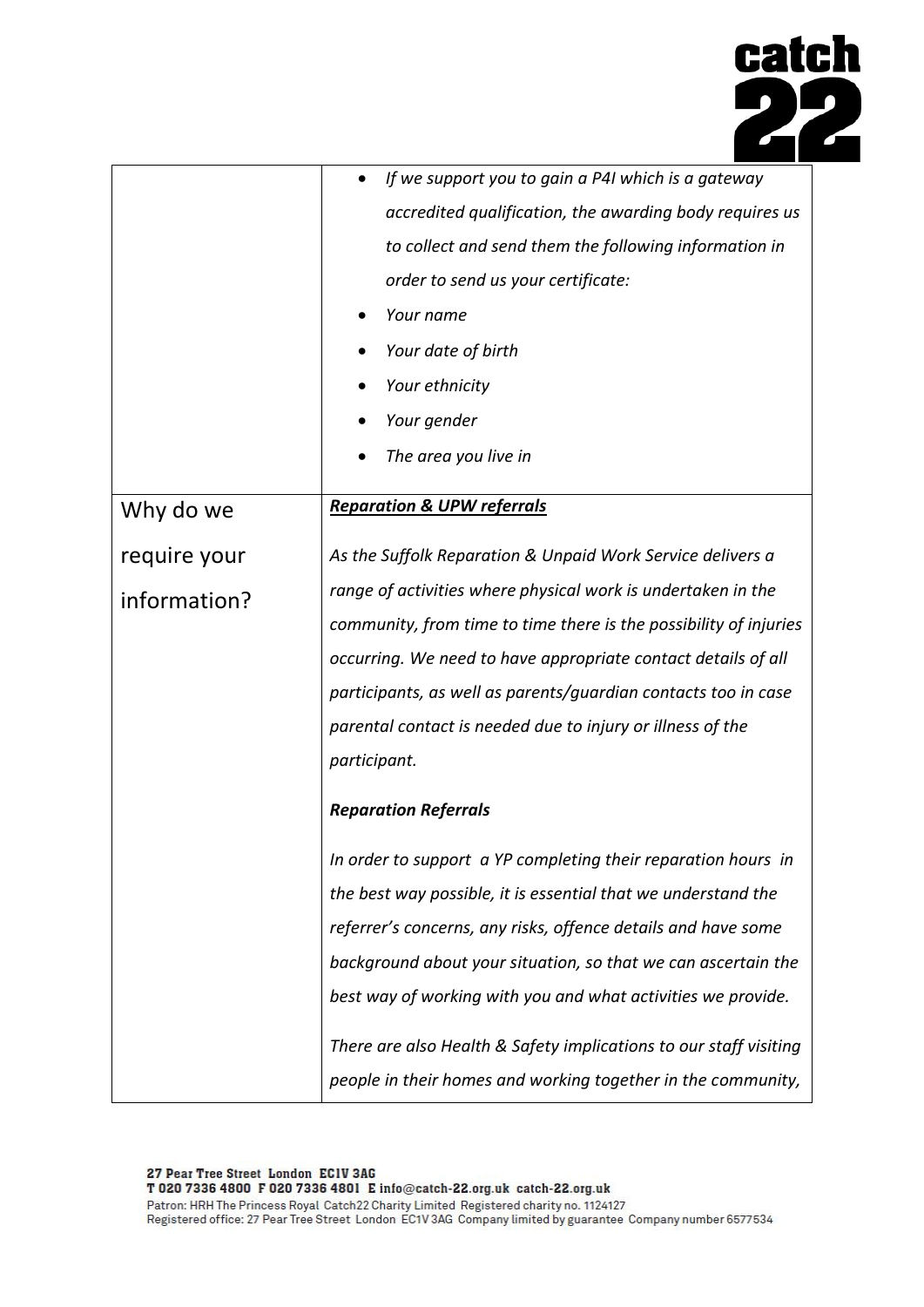| | |
|---|---|
| | <ul><li>*If we support you to gain a P4I which is a gateway accredited qualification, the awarding body requires us to collect and send them the following information in order to send us your certificate:*</li><li>*Your name*</li><li>*Your date of birth*</li><li>*Your ethnicity*</li><li>*Your gender*</li><li>*The area you live in*</li></ul> |
| Why do we require your information? | ***<u>Reparation & UPW referrals</u>***<br><br>*As the Suffolk Reparation & Unpaid Work Service delivers a range of activities where physical work is undertaken in the community, from time to time there is the possibility of injuries occurring. We need to have appropriate contact details of all participants, as well as parents/guardian contacts too in case parental contact is needed due to injury or illness of the participant.*<br><br>***Reparation Referrals***<br><br>*In order to support a YP completing their reparation hours in the best way possible, it is essential that we understand the referrer's concerns, any risks, offence details and have some background about your situation, so that we can ascertain the best way of working with you and what activities we provide.*<br><br>*There are also Health & Safety implications to our staff visiting people in their homes and working together in the community,* |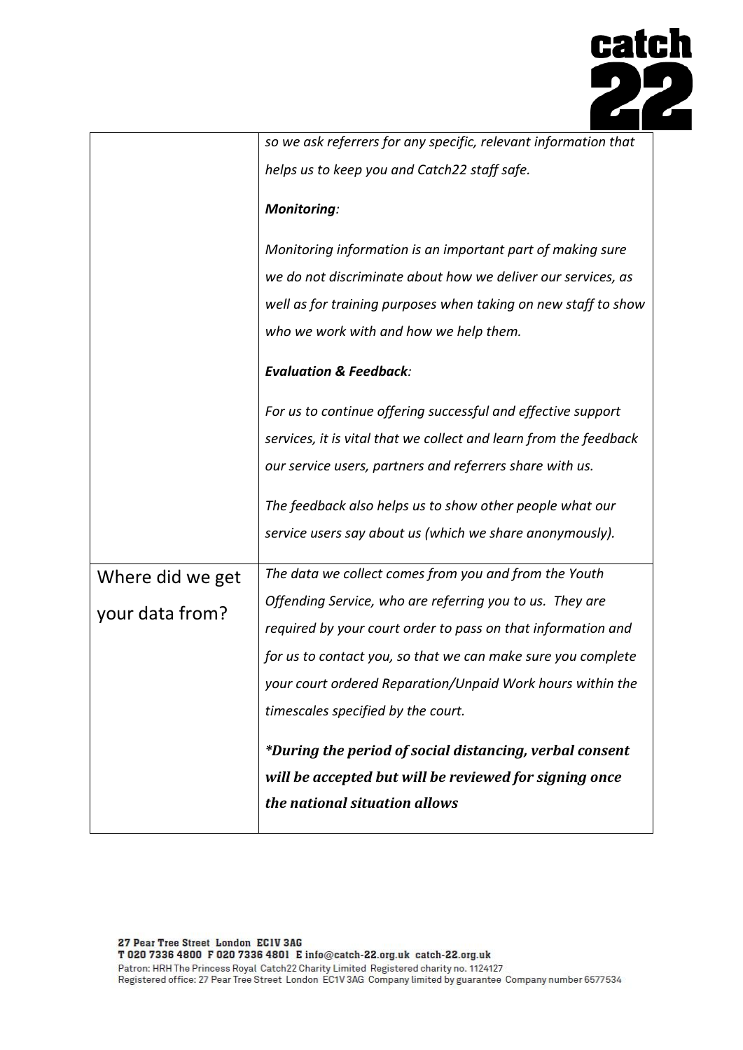| | |
|---|---|
| | *so we ask referrers for any specific, relevant information that helps us to keep you and Catch22 staff safe.*<br><br>***Monitoring****:*<br><br>*Monitoring information is an important part of making sure we do not discriminate about how we deliver our services, as well as for training purposes when taking on new staff to show who we work with and how we help them.*<br><br>***Evaluation & Feedback****:*<br><br>*For us to continue offering successful and effective support services, it is vital that we collect and learn from the feedback our service users, partners and referrers share with us.*<br><br>*The feedback also helps us to show other people what our service users say about us (which we share anonymously).* |
| Where did we get your data from? | *The data we collect comes from you and from the Youth Offending Service, who are referring you to us. They are required by your court order to pass on that information and for us to contact you, so that we can make sure you complete your court ordered Reparation/Unpaid Work hours within the timescales specified by the court.*<br><br>***\*During the period of social distancing, verbal consent will be accepted but will be reviewed for signing once the national situation allows*** |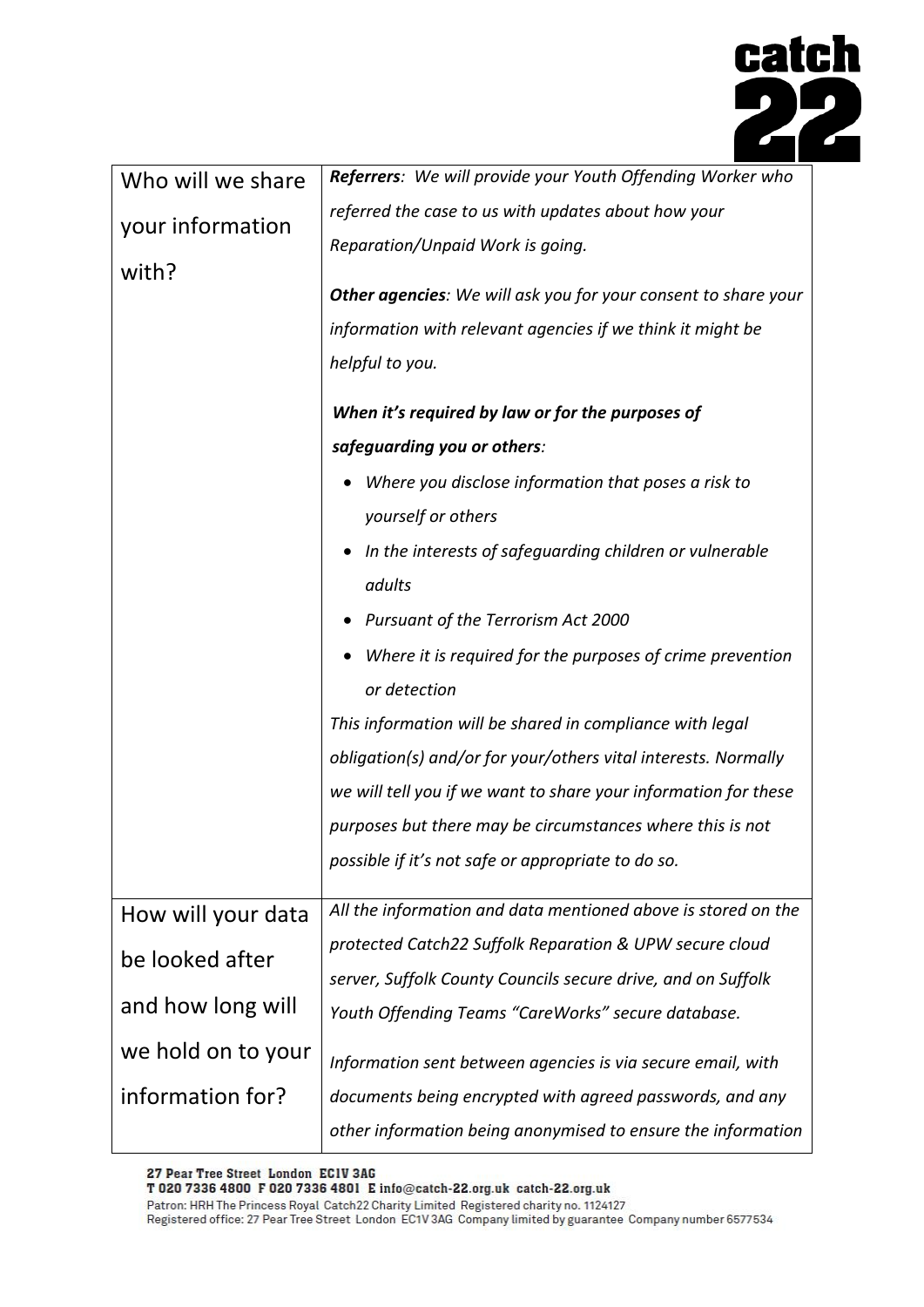| | |
|---|---|
| Who will we share your information with? | ***Referrers****: We will provide your Youth Offending Worker who referred the case to us with updates about how your Reparation/Unpaid Work is going.*<br><br>***Other agencies****: We will ask you for your consent to share your information with relevant agencies if we think it might be helpful to you.*<br><br>***When it's required by law or for the purposes of safeguarding you or others****:*<br>• *Where you disclose information that poses a risk to yourself or others*<br>• *In the interests of safeguarding children or vulnerable adults*<br>• *Pursuant of the Terrorism Act 2000*<br>• *Where it is required for the purposes of crime prevention or detection*<br><br>*This information will be shared in compliance with legal obligation(s) and/or for your/others vital interests. Normally we will tell you if we want to share your information for these purposes but there may be circumstances where this is not possible if it's not safe or appropriate to do so.* |
| How will your data be looked after and how long will we hold on to your information for? | *All the information and data mentioned above is stored on the protected Catch22 Suffolk Reparation & UPW secure cloud server, Suffolk County Councils secure drive, and on Suffolk Youth Offending Teams "CareWorks" secure database.*<br><br>*Information sent between agencies is via secure email, with documents being encrypted with agreed passwords, and any other information being anonymised to ensure the information* |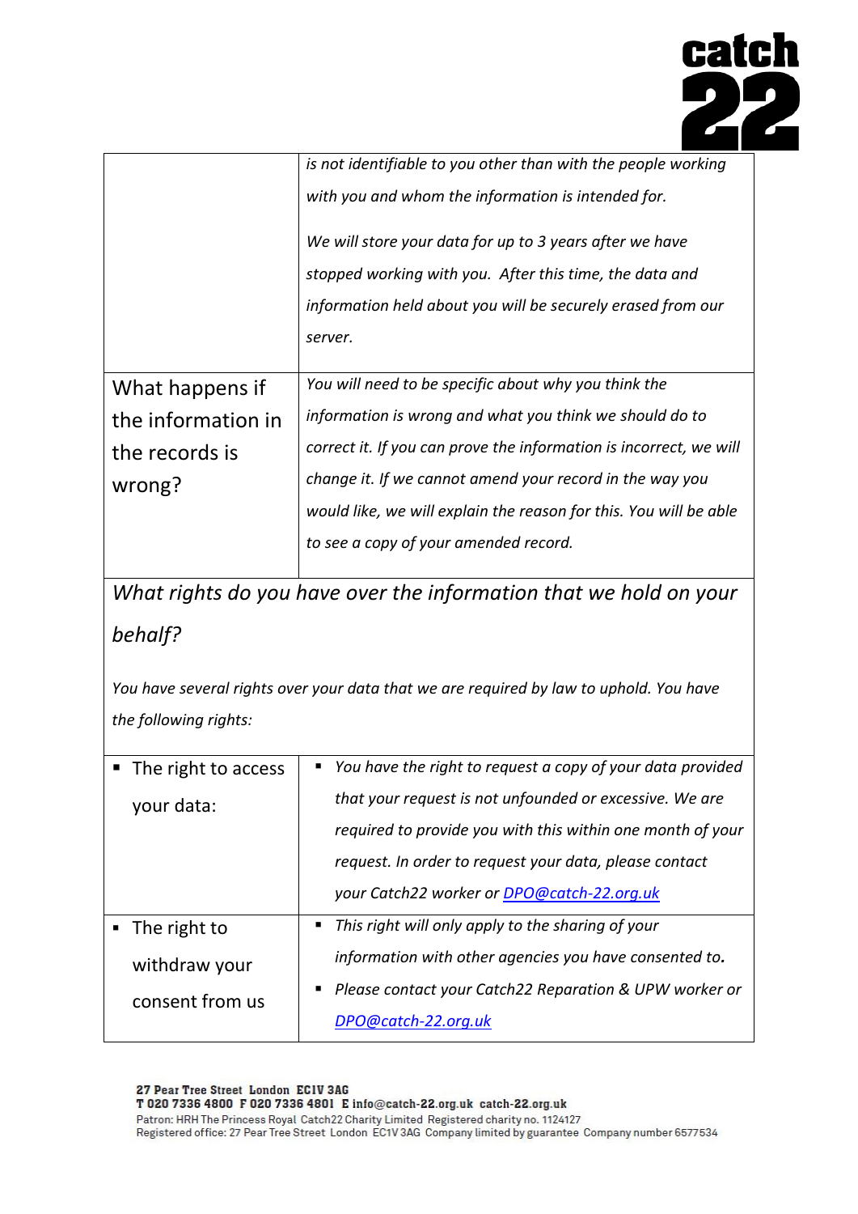| | |
|---|---|
| | *is not identifiable to you other than with the people working with you and whom the information is intended for.*<br><br>*We will store your data for up to 3 years after we have stopped working with you. After this time, the data and information held about you will be securely erased from our server.* |
| What happens if the information in the records is wrong? | *You will need to be specific about why you think the information is wrong and what you think we should do to correct it. If you can prove the information is incorrect, we will change it. If we cannot amend your record in the way you would like, we will explain the reason for this. You will be able to see a copy of your amended record.* |

## *What rights do you have over the information that we hold on your behalf?*

*You have several rights over your data that we are required by law to uphold. You have the following rights:*

| | |
|---|---|
| ▪ The right to access your data: | ▪ *You have the right to request a copy of your data provided that your request is not unfounded or excessive. We are required to provide you with this within one month of your request. In order to request your data, please contact your Catch22 worker or [DPO@catch-22.org.uk](mailto:DPO@catch-22.org.uk)* |
| ▪ The right to withdraw your consent from us | ▪ *This right will only apply to the sharing of your information with other agencies you have consented to.*<br>▪ *Please contact your Catch22 Reparation & UPW worker or [DPO@catch-22.org.uk](mailto:DPO@catch-22.org.uk)* |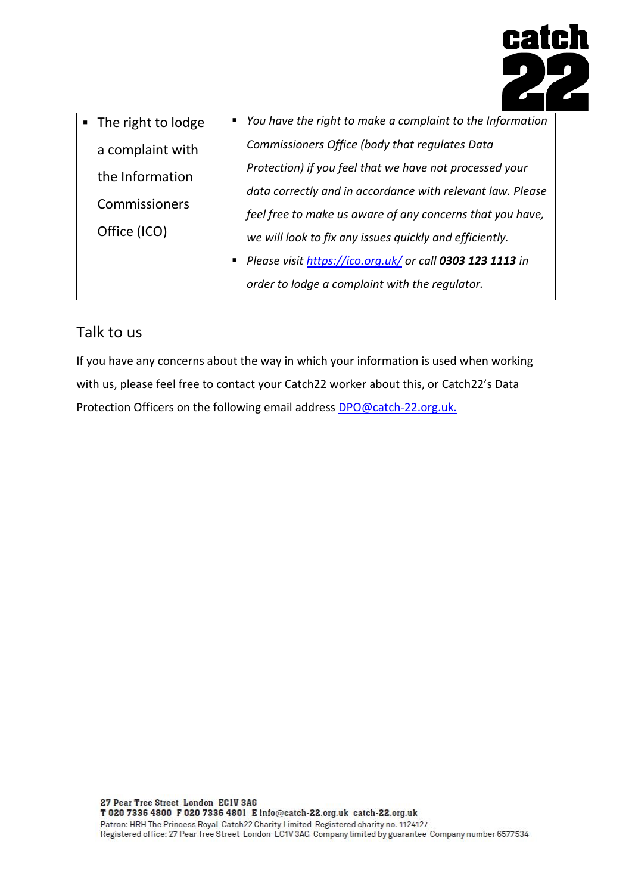| | |
|---|---|
| ▪ The right to lodge a complaint with the Information Commissioners Office (ICO) | ▪ *You have the right to make a complaint to the Information Commissioners Office (body that regulates Data Protection) if you feel that we have not processed your data correctly and in accordance with relevant law. Please feel free to make us aware of any concerns that you have, we will look to fix any issues quickly and efficiently.*<br>▪ *Please visit https://ico.org.uk/ or call **0303 123 1113** in order to lodge a complaint with the regulator.* |

## Talk to us

If you have any concerns about the way in which your information is used when working with us, please feel free to contact your Catch22 worker about this, or Catch22's Data Protection Officers on the following email address DPO@catch-22.org.uk.